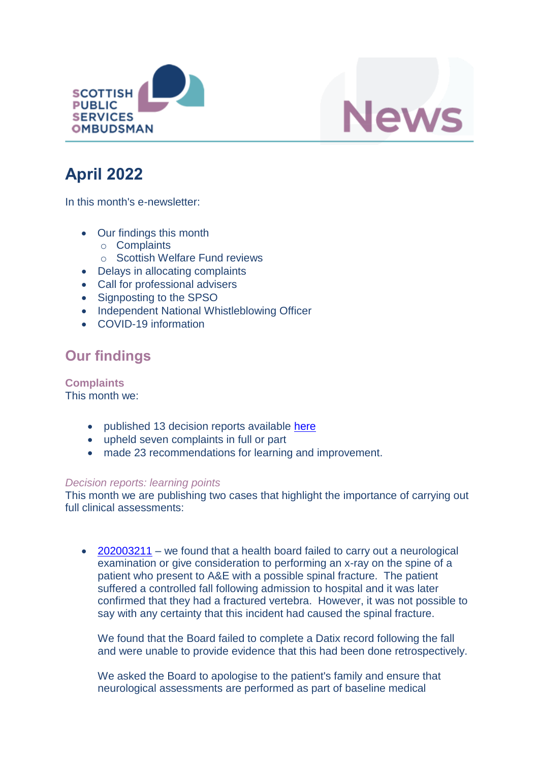SCOTTISH PUBLIC SERVICES OMBUDSMAN

News

# April 2022

In this month's e-newsletter:

- Our findings this month
  - Complaints
  - Scottish Welfare Fund reviews
- Delays in allocating complaints
- Call for professional advisers
- Signposting to the SPSO
- Independent National Whistleblowing Officer
- COVID-19 information

## Our findings

### Complaints

This month we:

- published 13 decision reports available [here]
- upheld seven complaints in full or part
- made 23 recommendations for learning and improvement.

*Decision reports: learning points*

This month we are publishing two cases that highlight the importance of carrying out full clinical assessments:

- [202003211] – we found that a health board failed to carry out a neurological examination or give consideration to performing an x-ray on the spine of a patient who present to A&E with a possible spinal fracture. The patient suffered a controlled fall following admission to hospital and it was later confirmed that they had a fractured vertebra. However, it was not possible to say with any certainty that this incident had caused the spinal fracture.

  We found that the Board failed to complete a Datix record following the fall and were unable to provide evidence that this had been done retrospectively.

  We asked the Board to apologise to the patient's family and ensure that neurological assessments are performed as part of baseline medical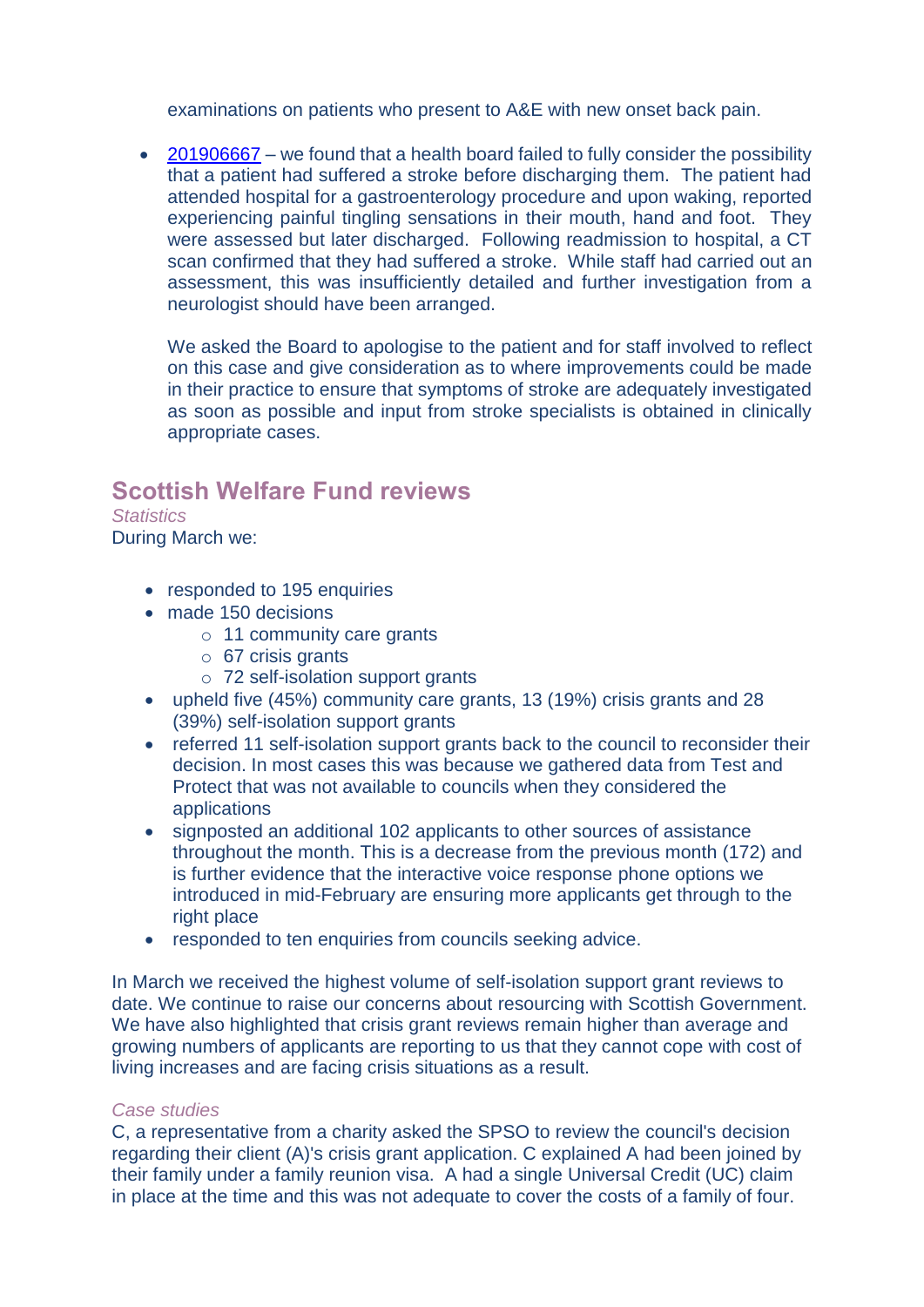examinations on patients who present to A&E with new onset back pain.

- [201906667](#) – we found that a health board failed to fully consider the possibility that a patient had suffered a stroke before discharging them. The patient had attended hospital for a gastroenterology procedure and upon waking, reported experiencing painful tingling sensations in their mouth, hand and foot. They were assessed but later discharged. Following readmission to hospital, a CT scan confirmed that they had suffered a stroke. While staff had carried out an assessment, this was insufficiently detailed and further investigation from a neurologist should have been arranged.

  We asked the Board to apologise to the patient and for staff involved to reflect on this case and give consideration as to where improvements could be made in their practice to ensure that symptoms of stroke are adequately investigated as soon as possible and input from stroke specialists is obtained in clinically appropriate cases.

## Scottish Welfare Fund reviews

*Statistics*

During March we:

- responded to 195 enquiries
- made 150 decisions
  - 11 community care grants
  - 67 crisis grants
  - 72 self-isolation support grants
- upheld five (45%) community care grants, 13 (19%) crisis grants and 28 (39%) self-isolation support grants
- referred 11 self-isolation support grants back to the council to reconsider their decision. In most cases this was because we gathered data from Test and Protect that was not available to councils when they considered the applications
- signposted an additional 102 applicants to other sources of assistance throughout the month. This is a decrease from the previous month (172) and is further evidence that the interactive voice response phone options we introduced in mid-February are ensuring more applicants get through to the right place
- responded to ten enquiries from councils seeking advice.

In March we received the highest volume of self-isolation support grant reviews to date. We continue to raise our concerns about resourcing with Scottish Government. We have also highlighted that crisis grant reviews remain higher than average and growing numbers of applicants are reporting to us that they cannot cope with cost of living increases and are facing crisis situations as a result.

*Case studies*

C, a representative from a charity asked the SPSO to review the council's decision regarding their client (A)'s crisis grant application. C explained A had been joined by their family under a family reunion visa. A had a single Universal Credit (UC) claim in place at the time and this was not adequate to cover the costs of a family of four.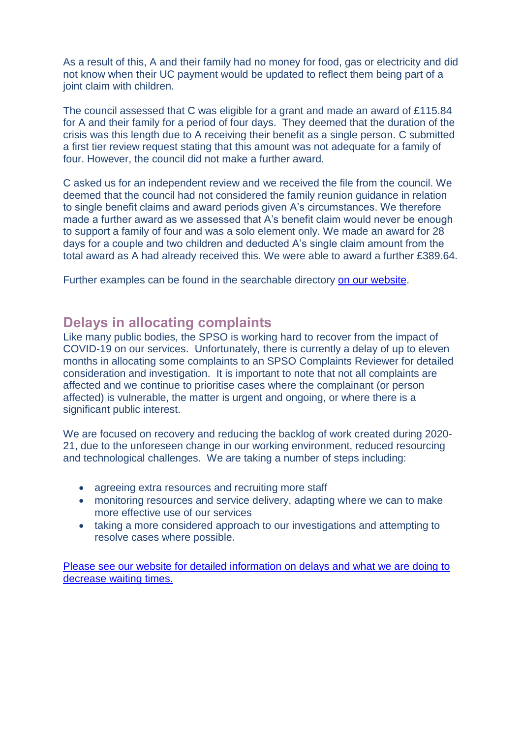As a result of this, A and their family had no money for food, gas or electricity and did not know when their UC payment would be updated to reflect them being part of a joint claim with children.

The council assessed that C was eligible for a grant and made an award of £115.84 for A and their family for a period of four days. They deemed that the duration of the crisis was this length due to A receiving their benefit as a single person. C submitted a first tier review request stating that this amount was not adequate for a family of four. However, the council did not make a further award.

C asked us for an independent review and we received the file from the council. We deemed that the council had not considered the family reunion guidance in relation to single benefit claims and award periods given A's circumstances. We therefore made a further award as we assessed that A's benefit claim would never be enough to support a family of four and was a solo element only. We made an award for 28 days for a couple and two children and deducted A's single claim amount from the total award as A had already received this. We were able to award a further £389.64.

Further examples can be found in the searchable directory [on our website](#).

## Delays in allocating complaints

Like many public bodies, the SPSO is working hard to recover from the impact of COVID-19 on our services. Unfortunately, there is currently a delay of up to eleven months in allocating some complaints to an SPSO Complaints Reviewer for detailed consideration and investigation. It is important to note that not all complaints are affected and we continue to prioritise cases where the complainant (or person affected) is vulnerable, the matter is urgent and ongoing, or where there is a significant public interest.

We are focused on recovery and reducing the backlog of work created during 2020-21, due to the unforeseen change in our working environment, reduced resourcing and technological challenges. We are taking a number of steps including:

- agreeing extra resources and recruiting more staff
- monitoring resources and service delivery, adapting where we can to make more effective use of our services
- taking a more considered approach to our investigations and attempting to resolve cases where possible.

[Please see our website for detailed information on delays and what we are doing to decrease waiting times.](#)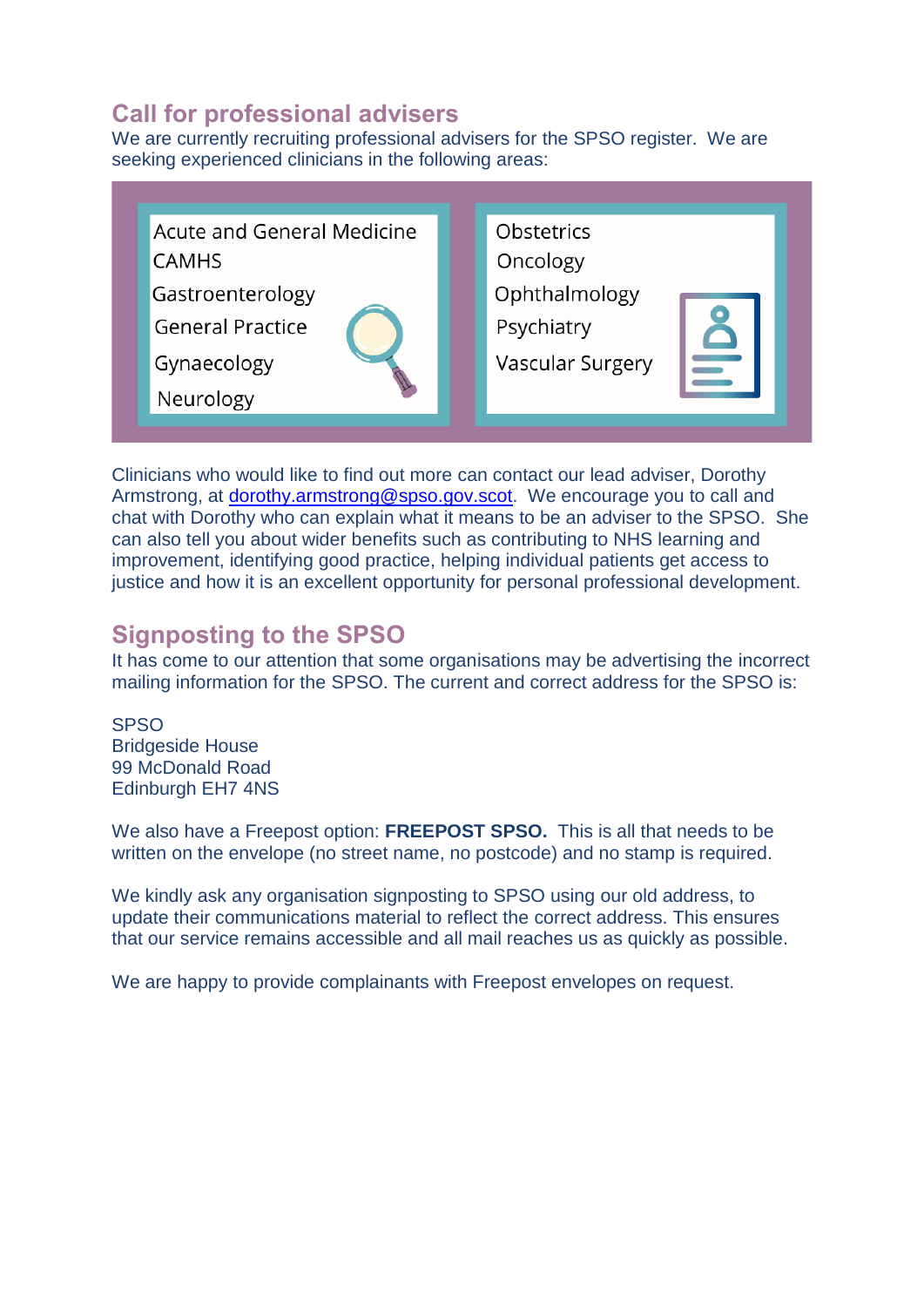## Call for professional advisers

We are currently recruiting professional advisers for the SPSO register. We are seeking experienced clinicians in the following areas:

- Acute and General Medicine
- CAMHS
- Gastroenterology
- General Practice
- Gynaecology
- Neurology
- Obstetrics
- Oncology
- Ophthalmology
- Psychiatry
- Vascular Surgery

Clinicians who would like to find out more can contact our lead adviser, Dorothy Armstrong, at dorothy.armstrong@spso.gov.scot. We encourage you to call and chat with Dorothy who can explain what it means to be an adviser to the SPSO. She can also tell you about wider benefits such as contributing to NHS learning and improvement, identifying good practice, helping individual patients get access to justice and how it is an excellent opportunity for personal professional development.

## Signposting to the SPSO

It has come to our attention that some organisations may be advertising the incorrect mailing information for the SPSO. The current and correct address for the SPSO is:

SPSO
Bridgeside House
99 McDonald Road
Edinburgh EH7 4NS

We also have a Freepost option: **FREEPOST SPSO.** This is all that needs to be written on the envelope (no street name, no postcode) and no stamp is required.

We kindly ask any organisation signposting to SPSO using our old address, to update their communications material to reflect the correct address. This ensures that our service remains accessible and all mail reaches us as quickly as possible.

We are happy to provide complainants with Freepost envelopes on request.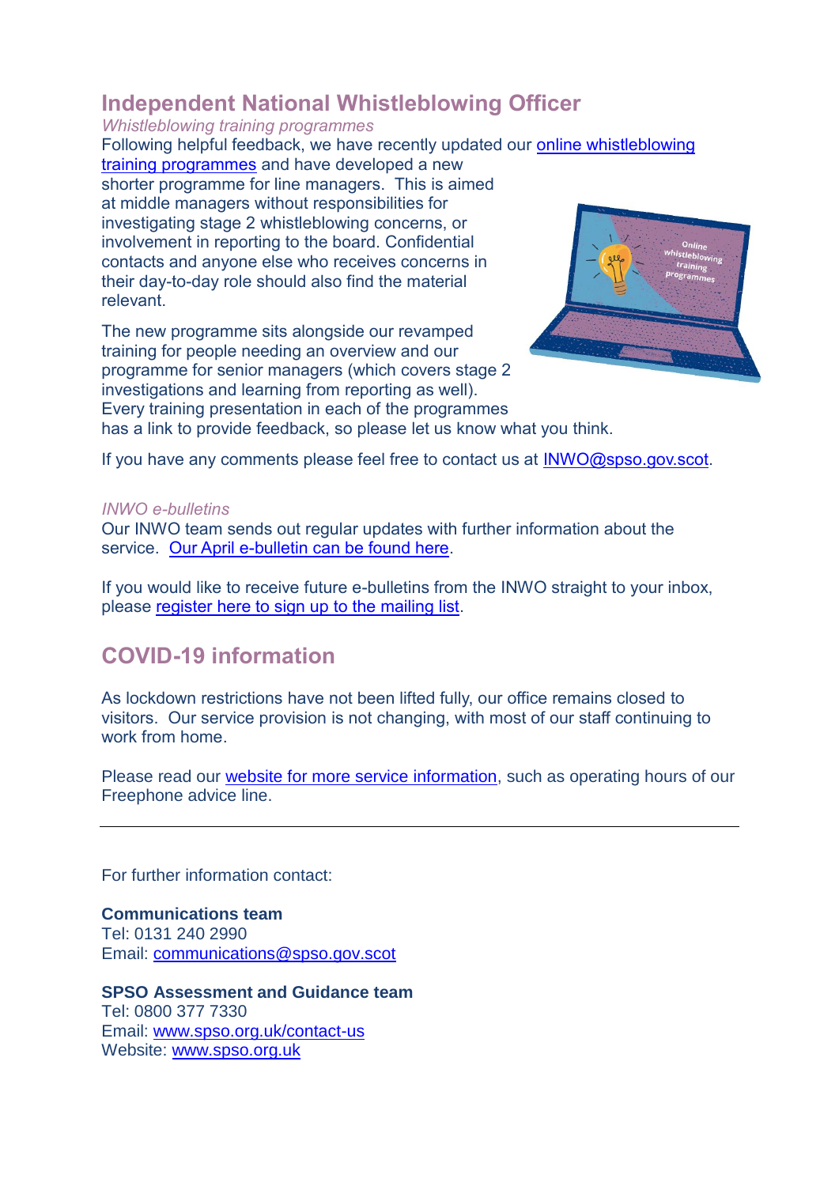## Independent National Whistleblowing Officer

*Whistleblowing training programmes*

Following helpful feedback, we have recently updated our online whistleblowing training programmes and have developed a new shorter programme for line managers. This is aimed at middle managers without responsibilities for investigating stage 2 whistleblowing concerns, or involvement in reporting to the board. Confidential contacts and anyone else who receives concerns in their day-to-day role should also find the material relevant.

The new programme sits alongside our revamped training for people needing an overview and our programme for senior managers (which covers stage 2 investigations and learning from reporting as well). Every training presentation in each of the programmes has a link to provide feedback, so please let us know what you think.

If you have any comments please feel free to contact us at INWO@spso.gov.scot.

*INWO e-bulletins*

Our INWO team sends out regular updates with further information about the service. Our April e-bulletin can be found here.

If you would like to receive future e-bulletins from the INWO straight to your inbox, please register here to sign up to the mailing list.

## COVID-19 information

As lockdown restrictions have not been lifted fully, our office remains closed to visitors. Our service provision is not changing, with most of our staff continuing to work from home.

Please read our website for more service information, such as operating hours of our Freephone advice line.

---

For further information contact:

**Communications team**
Tel: 0131 240 2990
Email: communications@spso.gov.scot

**SPSO Assessment and Guidance team**
Tel: 0800 377 7330
Email: www.spso.org.uk/contact-us
Website: www.spso.org.uk